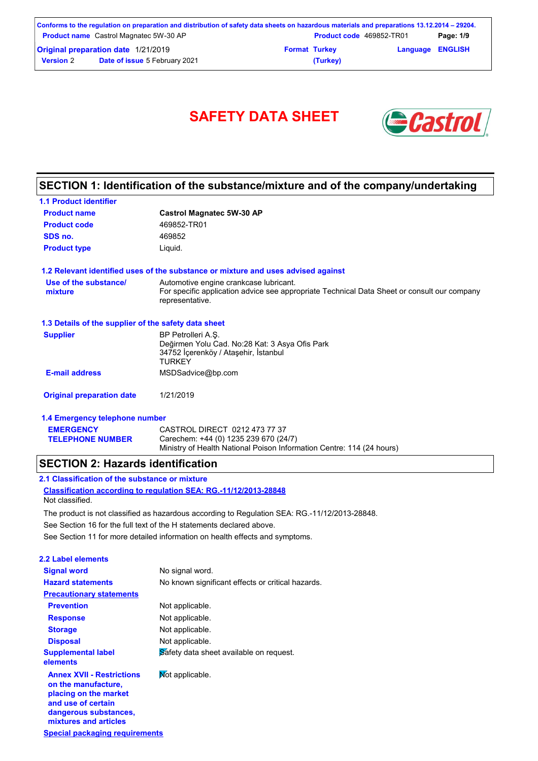# SAFETY DATA SHEET

## SECTION 1: Identification of the substance/mixture and of the company/undertaking

### 1.1 Product identifier

| | |
|---|---|
| **Product name** | **Castrol Magnatec 5W-30 AP** |
| **Product code** | 469852-TR01 |
| **SDS no.** | 469852 |
| **Product type** | Liquid. |

### 1.2 Relevant identified uses of the substance or mixture and uses advised against

**Use of the substance/ mixture** — Automotive engine crankcase lubricant.
For specific application advice see appropriate Technical Data Sheet or consult our company representative.

### 1.3 Details of the supplier of the safety data sheet

**Supplier** — BP Petrolleri A.Ş.
Değirmen Yolu Cad. No:28 Kat: 3 Asya Ofis Park
34752 İçerenköy / Ataşehir, İstanbul
TURKEY

**E-mail address** — MSDSadvice@bp.com

**Original preparation date** — 1/21/2019

### 1.4 Emergency telephone number

**EMERGENCY TELEPHONE NUMBER** — CASTROL DIRECT 0212 473 77 37
Carechem: +44 (0) 1235 239 670 (24/7)
Ministry of Health National Poison Information Centre: 114 (24 hours)

## SECTION 2: Hazards identification

### 2.1 Classification of the substance or mixture

**Classification according to regulation SEA: RG.-11/12/2013-28848**
Not classified.

The product is not classified as hazardous according to Regulation SEA: RG.-11/12/2013-28848.
See Section 16 for the full text of the H statements declared above.
See Section 11 for more detailed information on health effects and symptoms.

### 2.2 Label elements

| | |
|---|---|
| **Signal word** | No signal word. |
| **Hazard statements** | No known significant effects or critical hazards. |
| **Precautionary statements** | |
| **Prevention** | Not applicable. |
| **Response** | Not applicable. |
| **Storage** | Not applicable. |
| **Disposal** | Not applicable. |
| **Supplemental label elements** | Safety data sheet available on request. |
| **Annex XVII - Restrictions on the manufacture, placing on the market and use of certain dangerous substances, mixtures and articles** | Not applicable. |

**Special packaging requirements**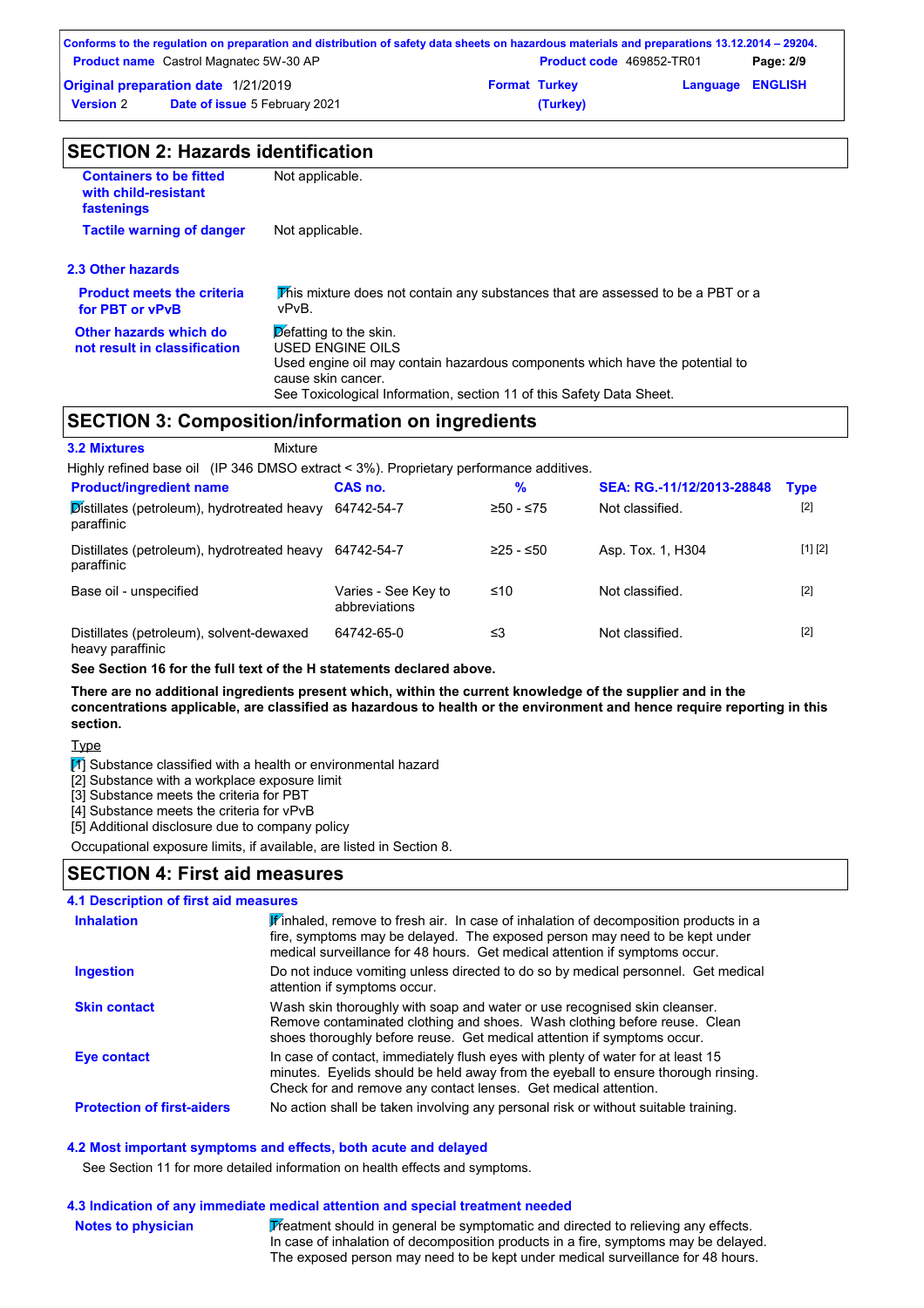## SECTION 2: Hazards identification

**Containers to be fitted with child-resistant fastenings** Not applicable.

**Tactile warning of danger** Not applicable.

### 2.3 Other hazards

**Product meets the criteria for PBT or vPvB** This mixture does not contain any substances that are assessed to be a PBT or a vPvB.

**Other hazards which do not result in classification** Defatting to the skin.
USED ENGINE OILS
Used engine oil may contain hazardous components which have the potential to cause skin cancer.
See Toxicological Information, section 11 of this Safety Data Sheet.

## SECTION 3: Composition/information on ingredients

**3.2 Mixtures** Mixture

Highly refined base oil (IP 346 DMSO extract < 3%). Proprietary performance additives.

| Product/ingredient name | CAS no. | % | SEA: RG.-11/12/2013-28848 | Type |
|---|---|---|---|---|
| Distillates (petroleum), hydrotreated heavy paraffinic | 64742-54-7 | ≥50 - ≤75 | Not classified. | [2] |
| Distillates (petroleum), hydrotreated heavy paraffinic | 64742-54-7 | ≥25 - ≤50 | Asp. Tox. 1, H304 | [1] [2] |
| Base oil - unspecified | Varies - See Key to abbreviations | ≤10 | Not classified. | [2] |
| Distillates (petroleum), solvent-dewaxed heavy paraffinic | 64742-65-0 | ≤3 | Not classified. | [2] |

**See Section 16 for the full text of the H statements declared above.**

**There are no additional ingredients present which, within the current knowledge of the supplier and in the concentrations applicable, are classified as hazardous to health or the environment and hence require reporting in this section.**

Type
[1] Substance classified with a health or environmental hazard
[2] Substance with a workplace exposure limit
[3] Substance meets the criteria for PBT
[4] Substance meets the criteria for vPvB
[5] Additional disclosure due to company policy

Occupational exposure limits, if available, are listed in Section 8.

## SECTION 4: First aid measures

### 4.1 Description of first aid measures

**Inhalation** If inhaled, remove to fresh air. In case of inhalation of decomposition products in a fire, symptoms may be delayed. The exposed person may need to be kept under medical surveillance for 48 hours. Get medical attention if symptoms occur.

**Ingestion** Do not induce vomiting unless directed to do so by medical personnel. Get medical attention if symptoms occur.

**Skin contact** Wash skin thoroughly with soap and water or use recognised skin cleanser. Remove contaminated clothing and shoes. Wash clothing before reuse. Clean shoes thoroughly before reuse. Get medical attention if symptoms occur.

**Eye contact** In case of contact, immediately flush eyes with plenty of water for at least 15 minutes. Eyelids should be held away from the eyeball to ensure thorough rinsing. Check for and remove any contact lenses. Get medical attention.

**Protection of first-aiders** No action shall be taken involving any personal risk or without suitable training.

### 4.2 Most important symptoms and effects, both acute and delayed

See Section 11 for more detailed information on health effects and symptoms.

### 4.3 Indication of any immediate medical attention and special treatment needed

**Notes to physician** Treatment should in general be symptomatic and directed to relieving any effects. In case of inhalation of decomposition products in a fire, symptoms may be delayed. The exposed person may need to be kept under medical surveillance for 48 hours.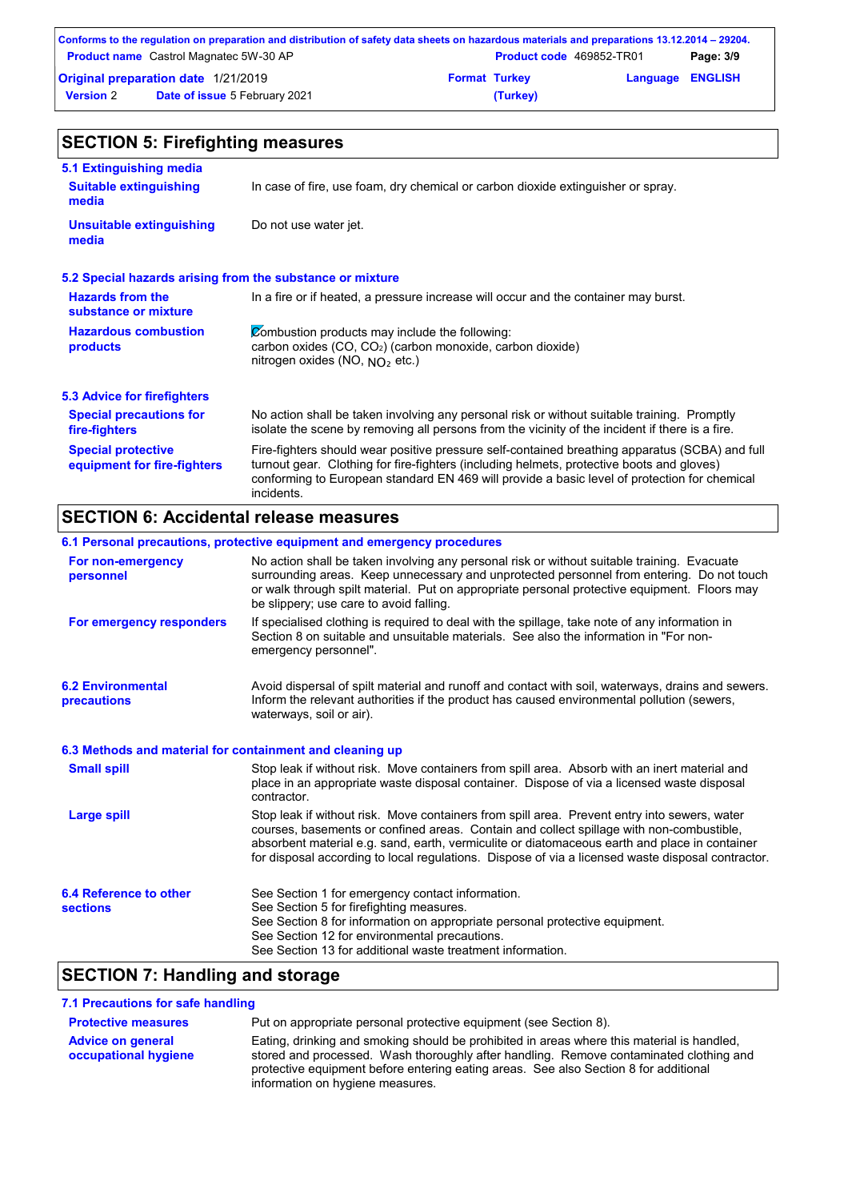## SECTION 5: Firefighting measures

### 5.1 Extinguishing media

**Suitable extinguishing media**
In case of fire, use foam, dry chemical or carbon dioxide extinguisher or spray.

**Unsuitable extinguishing media**
Do not use water jet.

### 5.2 Special hazards arising from the substance or mixture

**Hazards from the substance or mixture**
In a fire or if heated, a pressure increase will occur and the container may burst.

**Hazardous combustion products**
Combustion products may include the following:
carbon oxides (CO, $CO_2$) (carbon monoxide, carbon dioxide)
nitrogen oxides (NO, $NO_2$ etc.)

### 5.3 Advice for firefighters

**Special precautions for fire-fighters**
No action shall be taken involving any personal risk or without suitable training. Promptly isolate the scene by removing all persons from the vicinity of the incident if there is a fire.

**Special protective equipment for fire-fighters**
Fire-fighters should wear positive pressure self-contained breathing apparatus (SCBA) and full turnout gear. Clothing for fire-fighters (including helmets, protective boots and gloves) conforming to European standard EN 469 will provide a basic level of protection for chemical incidents.

## SECTION 6: Accidental release measures

### 6.1 Personal precautions, protective equipment and emergency procedures

**For non-emergency personnel**
No action shall be taken involving any personal risk or without suitable training. Evacuate surrounding areas. Keep unnecessary and unprotected personnel from entering. Do not touch or walk through spilt material. Put on appropriate personal protective equipment. Floors may be slippery; use care to avoid falling.

**For emergency responders**
If specialised clothing is required to deal with the spillage, take note of any information in Section 8 on suitable and unsuitable materials. See also the information in "For non-emergency personnel".

### 6.2 Environmental precautions

Avoid dispersal of spilt material and runoff and contact with soil, waterways, drains and sewers. Inform the relevant authorities if the product has caused environmental pollution (sewers, waterways, soil or air).

### 6.3 Methods and material for containment and cleaning up

**Small spill**
Stop leak if without risk. Move containers from spill area. Absorb with an inert material and place in an appropriate waste disposal container. Dispose of via a licensed waste disposal contractor.

**Large spill**
Stop leak if without risk. Move containers from spill area. Prevent entry into sewers, water courses, basements or confined areas. Contain and collect spillage with non-combustible, absorbent material e.g. sand, earth, vermiculite or diatomaceous earth and place in container for disposal according to local regulations. Dispose of via a licensed waste disposal contractor.

### 6.4 Reference to other sections

See Section 1 for emergency contact information.
See Section 5 for firefighting measures.
See Section 8 for information on appropriate personal protective equipment.
See Section 12 for environmental precautions.
See Section 13 for additional waste treatment information.

## SECTION 7: Handling and storage

### 7.1 Precautions for safe handling

**Protective measures**
Put on appropriate personal protective equipment (see Section 8).

**Advice on general occupational hygiene**
Eating, drinking and smoking should be prohibited in areas where this material is handled, stored and processed. Wash thoroughly after handling. Remove contaminated clothing and protective equipment before entering eating areas. See also Section 8 for additional information on hygiene measures.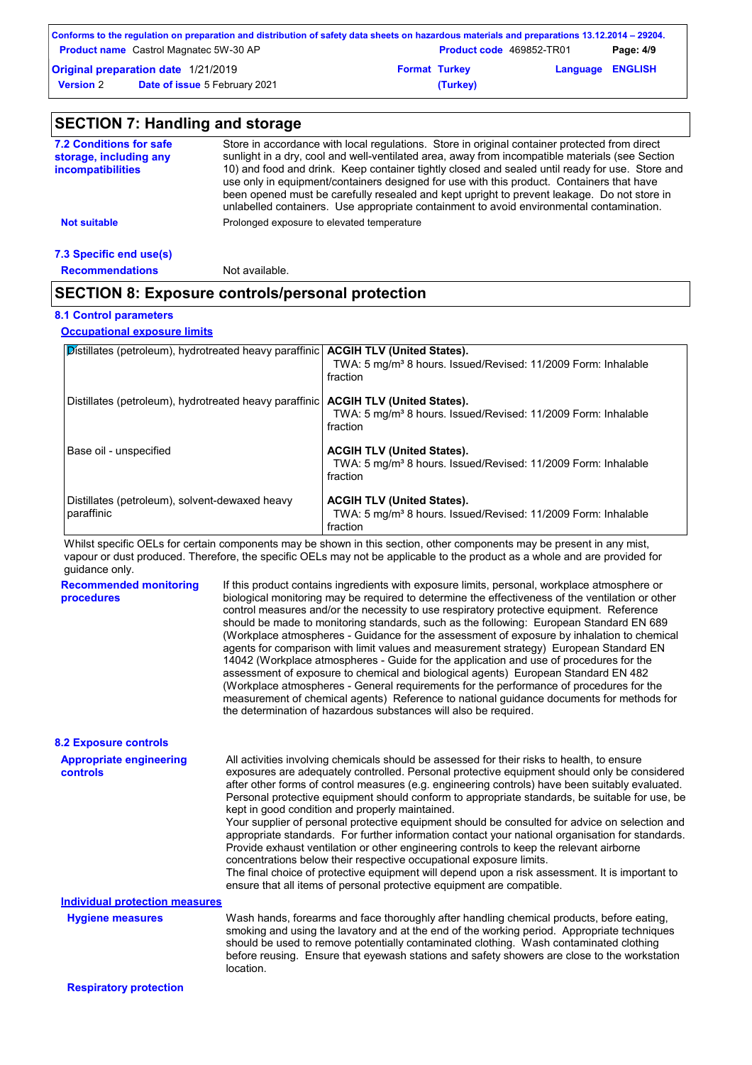## SECTION 7: Handling and storage

**7.2 Conditions for safe storage, including any incompatibilities**

Store in accordance with local regulations. Store in original container protected from direct sunlight in a dry, cool and well-ventilated area, away from incompatible materials (see Section 10) and food and drink. Keep container tightly closed and sealed until ready for use. Store and use only in equipment/containers designed for use with this product. Containers that have been opened must be carefully resealed and kept upright to prevent leakage. Do not store in unlabelled containers. Use appropriate containment to avoid environmental contamination.

**Not suitable** Prolonged exposure to elevated temperature

**7.3 Specific end use(s)**

**Recommendations** Not available.

## SECTION 8: Exposure controls/personal protection

**8.1 Control parameters**

**Occupational exposure limits**

| | |
|---|---|
| Distillates (petroleum), hydrotreated heavy paraffinic | **ACGIH TLV (United States).** TWA: 5 mg/m³ 8 hours. Issued/Revised: 11/2009 Form: Inhalable fraction |
| Distillates (petroleum), hydrotreated heavy paraffinic | **ACGIH TLV (United States).** TWA: 5 mg/m³ 8 hours. Issued/Revised: 11/2009 Form: Inhalable fraction |
| Base oil - unspecified | **ACGIH TLV (United States).** TWA: 5 mg/m³ 8 hours. Issued/Revised: 11/2009 Form: Inhalable fraction |
| Distillates (petroleum), solvent-dewaxed heavy paraffinic | **ACGIH TLV (United States).** TWA: 5 mg/m³ 8 hours. Issued/Revised: 11/2009 Form: Inhalable fraction |

Whilst specific OELs for certain components may be shown in this section, other components may be present in any mist, vapour or dust produced. Therefore, the specific OELs may not be applicable to the product as a whole and are provided for guidance only.

**Recommended monitoring procedures**

If this product contains ingredients with exposure limits, personal, workplace atmosphere or biological monitoring may be required to determine the effectiveness of the ventilation or other control measures and/or the necessity to use respiratory protective equipment. Reference should be made to monitoring standards, such as the following: European Standard EN 689 (Workplace atmospheres - Guidance for the assessment of exposure by inhalation to chemical agents for comparison with limit values and measurement strategy) European Standard EN 14042 (Workplace atmospheres - Guide for the application and use of procedures for the assessment of exposure to chemical and biological agents) European Standard EN 482 (Workplace atmospheres - General requirements for the performance of procedures for the measurement of chemical agents) Reference to national guidance documents for methods for the determination of hazardous substances will also be required.

**8.2 Exposure controls**

**Appropriate engineering controls**

All activities involving chemicals should be assessed for their risks to health, to ensure exposures are adequately controlled. Personal protective equipment should only be considered after other forms of control measures (e.g. engineering controls) have been suitably evaluated. Personal protective equipment should conform to appropriate standards, be suitable for use, be kept in good condition and properly maintained.
Your supplier of personal protective equipment should be consulted for advice on selection and appropriate standards. For further information contact your national organisation for standards.
Provide exhaust ventilation or other engineering controls to keep the relevant airborne concentrations below their respective occupational exposure limits.
The final choice of protective equipment will depend upon a risk assessment. It is important to ensure that all items of personal protective equipment are compatible.

**Individual protection measures**

**Hygiene measures**

Wash hands, forearms and face thoroughly after handling chemical products, before eating, smoking and using the lavatory and at the end of the working period. Appropriate techniques should be used to remove potentially contaminated clothing. Wash contaminated clothing before reusing. Ensure that eyewash stations and safety showers are close to the workstation location.

**Respiratory protection**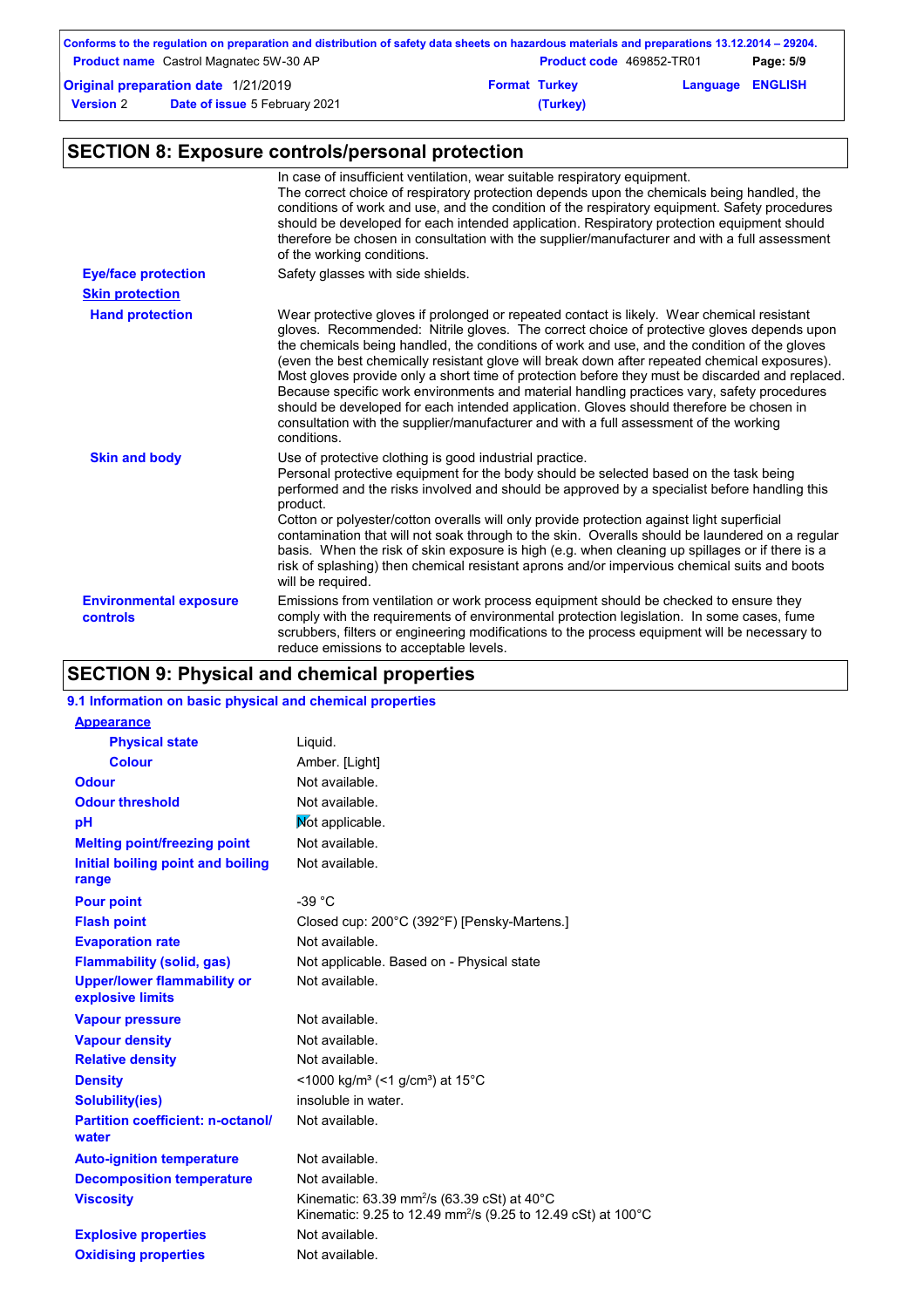## SECTION 8: Exposure controls/personal protection

| | |
|---|---|
| | In case of insufficient ventilation, wear suitable respiratory equipment. The correct choice of respiratory protection depends upon the chemicals being handled, the conditions of work and use, and the condition of the respiratory equipment. Safety procedures should be developed for each intended application. Respiratory protection equipment should therefore be chosen in consultation with the supplier/manufacturer and with a full assessment of the working conditions. |
| **Eye/face protection** | Safety glasses with side shields. |
| **Skin protection** | |
| **Hand protection** | Wear protective gloves if prolonged or repeated contact is likely. Wear chemical resistant gloves. Recommended: Nitrile gloves. The correct choice of protective gloves depends upon the chemicals being handled, the conditions of work and use, and the condition of the gloves (even the best chemically resistant glove will break down after repeated chemical exposures). Most gloves provide only a short time of protection before they must be discarded and replaced. Because specific work environments and material handling practices vary, safety procedures should be developed for each intended application. Gloves should therefore be chosen in consultation with the supplier/manufacturer and with a full assessment of the working conditions. |
| **Skin and body** | Use of protective clothing is good industrial practice. Personal protective equipment for the body should be selected based on the task being performed and the risks involved and should be approved by a specialist before handling this product. Cotton or polyester/cotton overalls will only provide protection against light superficial contamination that will not soak through to the skin. Overalls should be laundered on a regular basis. When the risk of skin exposure is high (e.g. when cleaning up spillages or if there is a risk of splashing) then chemical resistant aprons and/or impervious chemical suits and boots will be required. |
| **Environmental exposure controls** | Emissions from ventilation or work process equipment should be checked to ensure they comply with the requirements of environmental protection legislation. In some cases, fume scrubbers, filters or engineering modifications to the process equipment will be necessary to reduce emissions to acceptable levels. |

## SECTION 9: Physical and chemical properties

### 9.1 Information on basic physical and chemical properties

| | |
|---|---|
| **Appearance** | |
| **Physical state** | Liquid. |
| **Colour** | Amber. [Light] |
| **Odour** | Not available. |
| **Odour threshold** | Not available. |
| **pH** | Not applicable. |
| **Melting point/freezing point** | Not available. |
| **Initial boiling point and boiling range** | Not available. |
| **Pour point** | -39 °C |
| **Flash point** | Closed cup: 200°C (392°F) [Pensky-Martens.] |
| **Evaporation rate** | Not available. |
| **Flammability (solid, gas)** | Not applicable. Based on - Physical state |
| **Upper/lower flammability or explosive limits** | Not available. |
| **Vapour pressure** | Not available. |
| **Vapour density** | Not available. |
| **Relative density** | Not available. |
| **Density** | <1000 kg/m³ (<1 g/cm³) at 15°C |
| **Solubility(ies)** | insoluble in water. |
| **Partition coefficient: n-octanol/water** | Not available. |
| **Auto-ignition temperature** | Not available. |
| **Decomposition temperature** | Not available. |
| **Viscosity** | Kinematic: 63.39 mm²/s (63.39 cSt) at 40°C<br>Kinematic: 9.25 to 12.49 mm²/s (9.25 to 12.49 cSt) at 100°C |
| **Explosive properties** | Not available. |
| **Oxidising properties** | Not available. |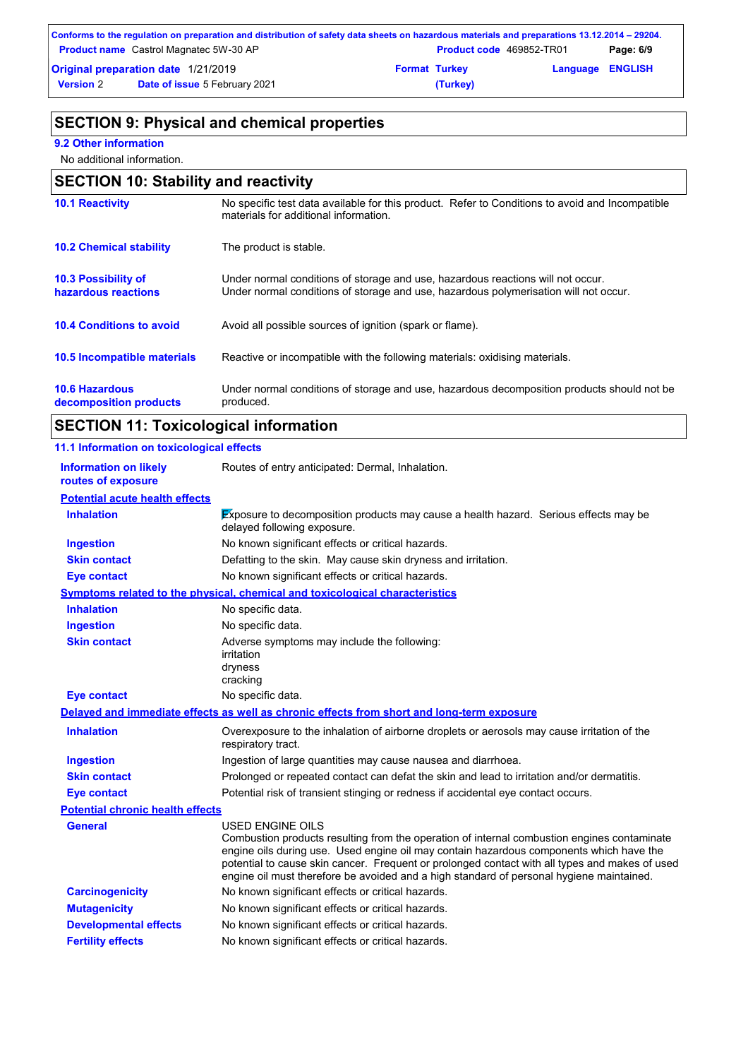## SECTION 9: Physical and chemical properties

**9.2 Other information**

No additional information.

## SECTION 10: Stability and reactivity

| | |
|---|---|
| **10.1 Reactivity** | No specific test data available for this product. Refer to Conditions to avoid and Incompatible materials for additional information. |
| **10.2 Chemical stability** | The product is stable. |
| **10.3 Possibility of hazardous reactions** | Under normal conditions of storage and use, hazardous reactions will not occur. Under normal conditions of storage and use, hazardous polymerisation will not occur. |
| **10.4 Conditions to avoid** | Avoid all possible sources of ignition (spark or flame). |
| **10.5 Incompatible materials** | Reactive or incompatible with the following materials: oxidising materials. |
| **10.6 Hazardous decomposition products** | Under normal conditions of storage and use, hazardous decomposition products should not be produced. |

## SECTION 11: Toxicological information

**11.1 Information on toxicological effects**

| | |
|---|---|
| **Information on likely routes of exposure** | Routes of entry anticipated: Dermal, Inhalation. |

**Potential acute health effects**

| | |
|---|---|
| **Inhalation** | Exposure to decomposition products may cause a health hazard. Serious effects may be delayed following exposure. |
| **Ingestion** | No known significant effects or critical hazards. |
| **Skin contact** | Defatting to the skin. May cause skin dryness and irritation. |
| **Eye contact** | No known significant effects or critical hazards. |

**Symptoms related to the physical, chemical and toxicological characteristics**

| | |
|---|---|
| **Inhalation** | No specific data. |
| **Ingestion** | No specific data. |
| **Skin contact** | Adverse symptoms may include the following: irritation dryness cracking |
| **Eye contact** | No specific data. |

**Delayed and immediate effects as well as chronic effects from short and long-term exposure**

| | |
|---|---|
| **Inhalation** | Overexposure to the inhalation of airborne droplets or aerosols may cause irritation of the respiratory tract. |
| **Ingestion** | Ingestion of large quantities may cause nausea and diarrhoea. |
| **Skin contact** | Prolonged or repeated contact can defat the skin and lead to irritation and/or dermatitis. |
| **Eye contact** | Potential risk of transient stinging or redness if accidental eye contact occurs. |

**Potential chronic health effects**

| | |
|---|---|
| **General** | USED ENGINE OILS Combustion products resulting from the operation of internal combustion engines contaminate engine oils during use. Used engine oil may contain hazardous components which have the potential to cause skin cancer. Frequent or prolonged contact with all types and makes of used engine oil must therefore be avoided and a high standard of personal hygiene maintained. |
| **Carcinogenicity** | No known significant effects or critical hazards. |
| **Mutagenicity** | No known significant effects or critical hazards. |
| **Developmental effects** | No known significant effects or critical hazards. |
| **Fertility effects** | No known significant effects or critical hazards. |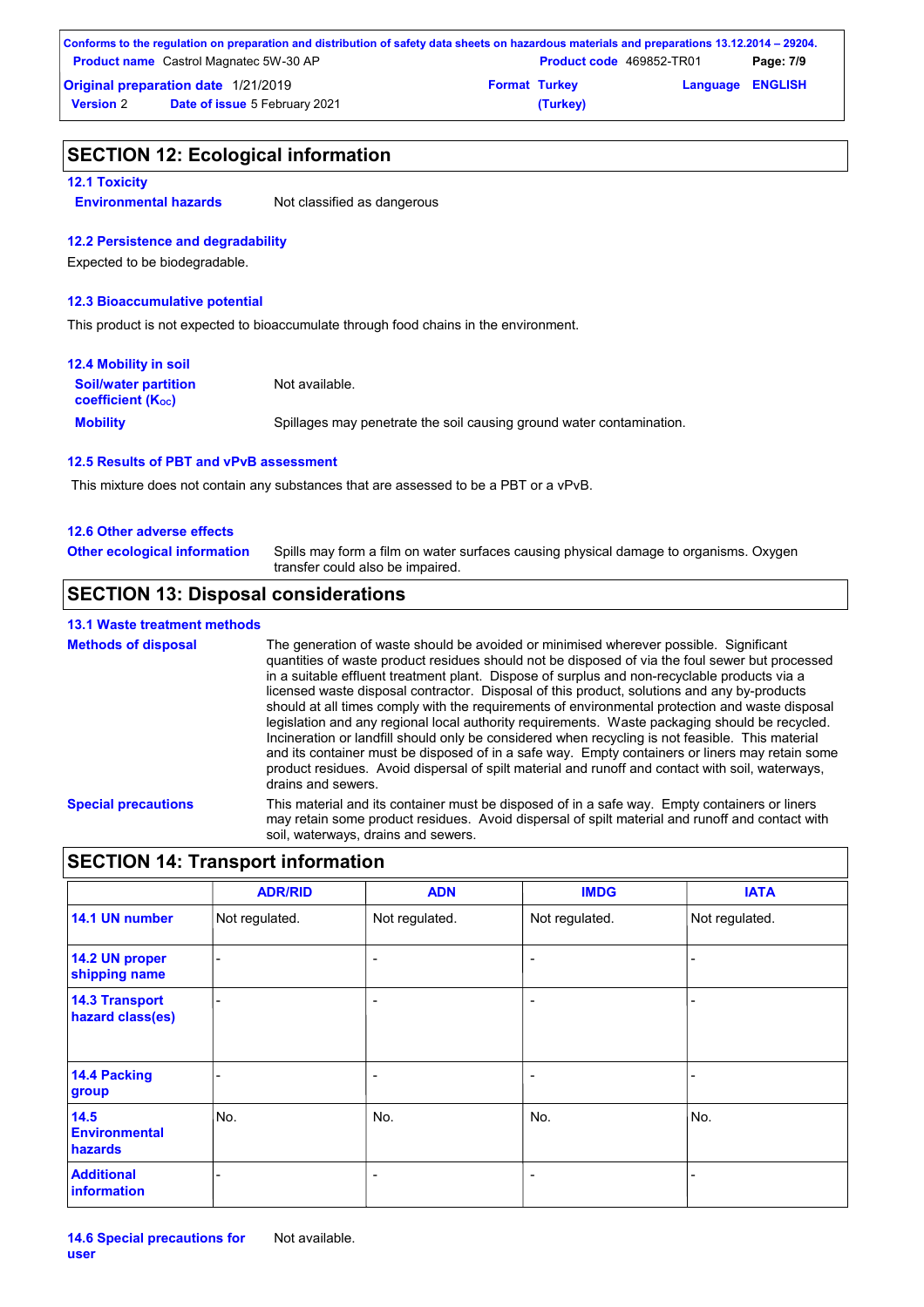## SECTION 12: Ecological information

### 12.1 Toxicity

**Environmental hazards** Not classified as dangerous

### 12.2 Persistence and degradability

Expected to be biodegradable.

### 12.3 Bioaccumulative potential

This product is not expected to bioaccumulate through food chains in the environment.

### 12.4 Mobility in soil

**Soil/water partition coefficient ($K_{OC}$)** Not available.

**Mobility** Spillages may penetrate the soil causing ground water contamination.

### 12.5 Results of PBT and vPvB assessment

This mixture does not contain any substances that are assessed to be a PBT or a vPvB.

### 12.6 Other adverse effects

**Other ecological information** Spills may form a film on water surfaces causing physical damage to organisms. Oxygen transfer could also be impaired.

## SECTION 13: Disposal considerations

### 13.1 Waste treatment methods

**Methods of disposal** The generation of waste should be avoided or minimised wherever possible. Significant quantities of waste product residues should not be disposed of via the foul sewer but processed in a suitable effluent treatment plant. Dispose of surplus and non-recyclable products via a licensed waste disposal contractor. Disposal of this product, solutions and any by-products should at all times comply with the requirements of environmental protection and waste disposal legislation and any regional local authority requirements. Waste packaging should be recycled. Incineration or landfill should only be considered when recycling is not feasible. This material and its container must be disposed of in a safe way. Empty containers or liners may retain some product residues. Avoid dispersal of spilt material and runoff and contact with soil, waterways, drains and sewers.

**Special precautions** This material and its container must be disposed of in a safe way. Empty containers or liners may retain some product residues. Avoid dispersal of spilt material and runoff and contact with soil, waterways, drains and sewers.

## SECTION 14: Transport information

| | ADR/RID | ADN | IMDG | IATA |
|---|---|---|---|---|
| 14.1 UN number | Not regulated. | Not regulated. | Not regulated. | Not regulated. |
| 14.2 UN proper shipping name | - | - | - | - |
| 14.3 Transport hazard class(es) | - | - | - | - |
| 14.4 Packing group | - | - | - | - |
| 14.5 Environmental hazards | No. | No. | No. | No. |
| Additional information | - | - | - | - |

**14.6 Special precautions for user** Not available.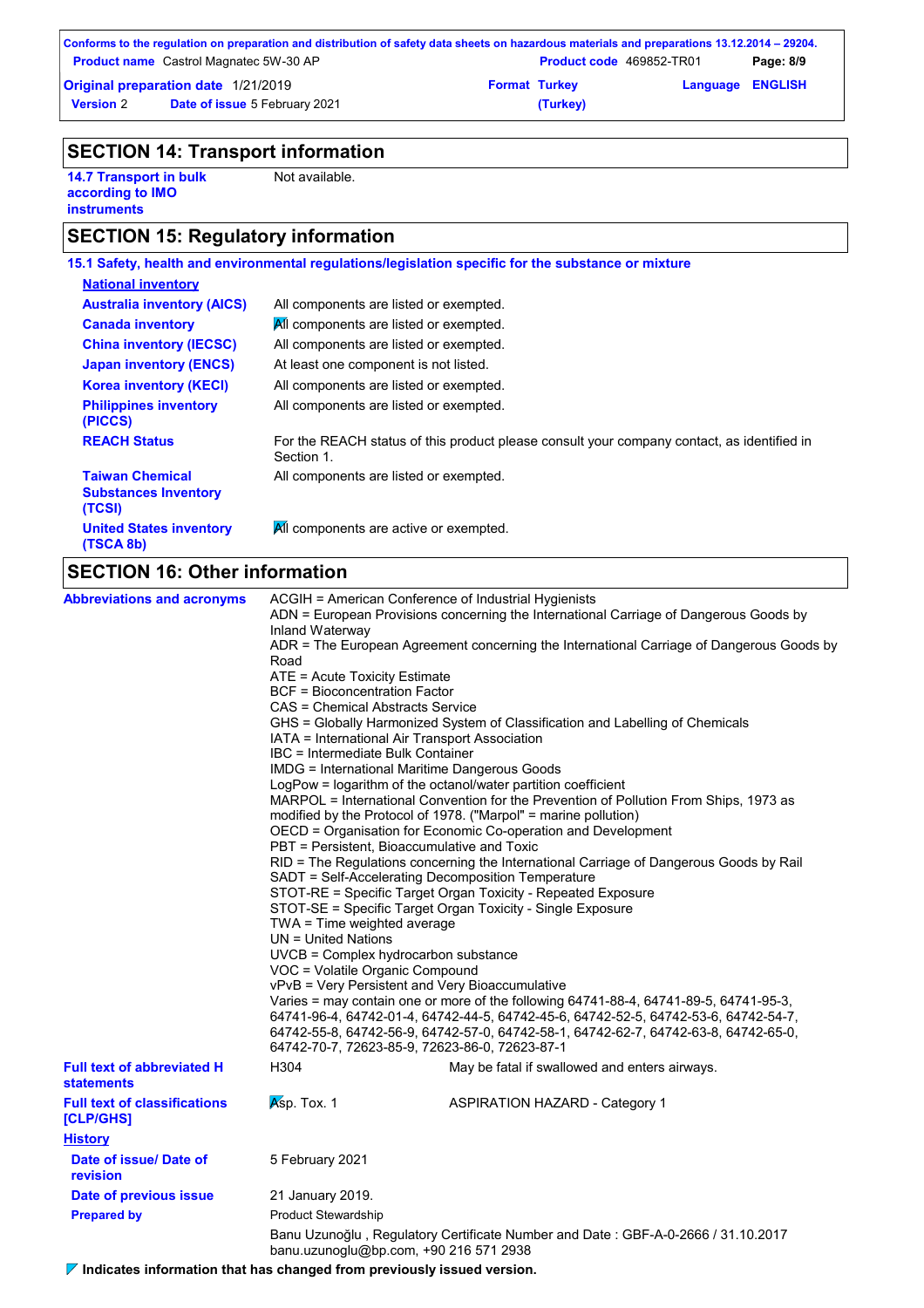## SECTION 14: Transport information

| | |
|---|---|
| **14.7 Transport in bulk according to IMO instruments** | Not available. |

## SECTION 15: Regulatory information

### 15.1 Safety, health and environmental regulations/legislation specific for the substance or mixture

**National inventory**

| | |
|---|---|
| **Australia inventory (AICS)** | All components are listed or exempted. |
| **Canada inventory** | All components are listed or exempted. |
| **China inventory (IECSC)** | All components are listed or exempted. |
| **Japan inventory (ENCS)** | At least one component is not listed. |
| **Korea inventory (KECI)** | All components are listed or exempted. |
| **Philippines inventory (PICCS)** | All components are listed or exempted. |
| **REACH Status** | For the REACH status of this product please consult your company contact, as identified in Section 1. |
| **Taiwan Chemical Substances Inventory (TCSI)** | All components are listed or exempted. |
| **United States inventory (TSCA 8b)** | All components are active or exempted. |

## SECTION 16: Other information

**Abbreviations and acronyms**

ACGIH = American Conference of Industrial Hygienists
ADN = European Provisions concerning the International Carriage of Dangerous Goods by Inland Waterway
ADR = The European Agreement concerning the International Carriage of Dangerous Goods by Road
ATE = Acute Toxicity Estimate
BCF = Bioconcentration Factor
CAS = Chemical Abstracts Service
GHS = Globally Harmonized System of Classification and Labelling of Chemicals
IATA = International Air Transport Association
IBC = Intermediate Bulk Container
IMDG = International Maritime Dangerous Goods
LogPow = logarithm of the octanol/water partition coefficient
MARPOL = International Convention for the Prevention of Pollution From Ships, 1973 as modified by the Protocol of 1978. ("Marpol" = marine pollution)
OECD = Organisation for Economic Co-operation and Development
PBT = Persistent, Bioaccumulative and Toxic
RID = The Regulations concerning the International Carriage of Dangerous Goods by Rail
SADT = Self-Accelerating Decomposition Temperature
STOT-RE = Specific Target Organ Toxicity - Repeated Exposure
STOT-SE = Specific Target Organ Toxicity - Single Exposure
TWA = Time weighted average
UN = United Nations
UVCB = Complex hydrocarbon substance
VOC = Volatile Organic Compound
vPvB = Very Persistent and Very Bioaccumulative
Varies = may contain one or more of the following 64741-88-4, 64741-89-5, 64741-95-3, 64741-96-4, 64742-01-4, 64742-44-5, 64742-45-6, 64742-52-5, 64742-53-6, 64742-54-7, 64742-55-8, 64742-56-9, 64742-57-0, 64742-58-1, 64742-62-7, 64742-63-8, 64742-65-0, 64742-70-7, 72623-85-9, 72623-86-0, 72623-87-1

| | | |
|---|---|---|
| **Full text of abbreviated H statements** | H304 | May be fatal if swallowed and enters airways. |
| **Full text of classifications [CLP/GHS]** | Asp. Tox. 1 | ASPIRATION HAZARD - Category 1 |

**History**

| | |
|---|---|
| **Date of issue/ Date of revision** | 5 February 2021 |
| **Date of previous issue** | 21 January 2019. |
| **Prepared by** | Product Stewardship |
| | Banu Uzunoğlu , Regulatory Certificate Number and Date : GBF-A-0-2666 / 31.10.2017 banu.uzunoglu@bp.com, +90 216 571 2938 |

**Indicates information that has changed from previously issued version.**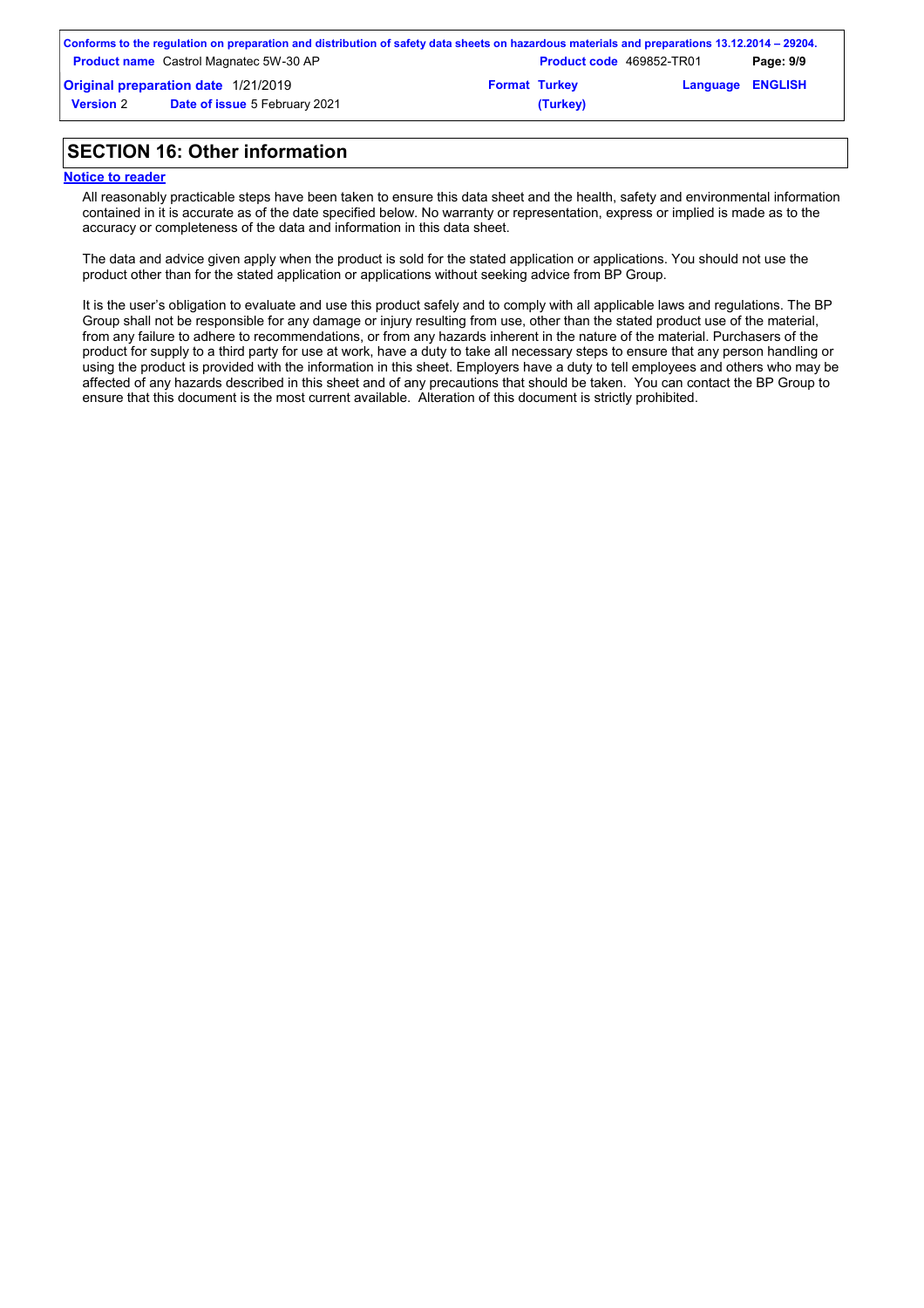## SECTION 16: Other information

**Notice to reader**

All reasonably practicable steps have been taken to ensure this data sheet and the health, safety and environmental information contained in it is accurate as of the date specified below. No warranty or representation, express or implied is made as to the accuracy or completeness of the data and information in this data sheet.

The data and advice given apply when the product is sold for the stated application or applications. You should not use the product other than for the stated application or applications without seeking advice from BP Group.

It is the user's obligation to evaluate and use this product safely and to comply with all applicable laws and regulations. The BP Group shall not be responsible for any damage or injury resulting from use, other than the stated product use of the material, from any failure to adhere to recommendations, or from any hazards inherent in the nature of the material. Purchasers of the product for supply to a third party for use at work, have a duty to take all necessary steps to ensure that any person handling or using the product is provided with the information in this sheet. Employers have a duty to tell employees and others who may be affected of any hazards described in this sheet and of any precautions that should be taken. You can contact the BP Group to ensure that this document is the most current available. Alteration of this document is strictly prohibited.